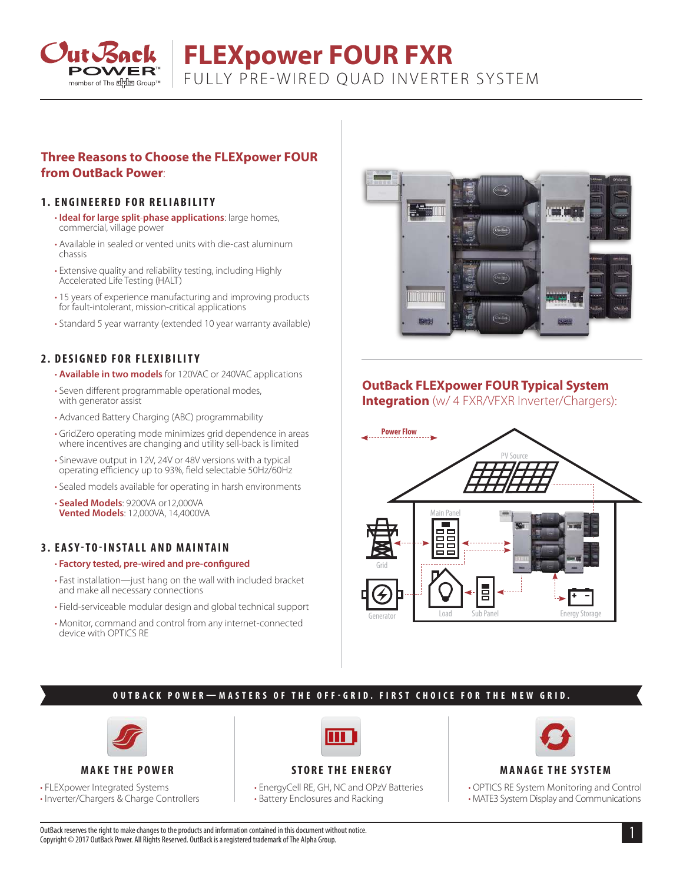# FLEXpower FOUR FXR

FULLY PRE-WIRED QUAD INVERTER SYSTEM

## Three Reasons to Choose the FLEXpower FOUR from OutBack Power:

### 1. ENGINEERED FOR RELIABILITY

- **Ideal for large split-phase applications**: large homes, commercial, village power
- Available in sealed or vented units with die-cast aluminum chassis
- Extensive quality and reliability testing, including Highly Accelerated Life Testing (HALT)
- 15 years of experience manufacturing and improving products for fault-intolerant, mission-critical applications
- Standard 5 year warranty (extended 10 year warranty available)

### 2. DESIGNED FOR FLEXIBILITY

- **Available in two models** for 120VAC or 240VAC applications
- Seven different programmable operational modes, with generator assist
- Advanced Battery Charging (ABC) programmability
- GridZero operating mode minimizes grid dependence in areas where incentives are changing and utility sell-back is limited
- Sinewave output in 12V, 24V or 48V versions with a typical operating efficiency up to 93%, field selectable 50Hz/60Hz
- Sealed models available for operating in harsh environments
- **Sealed Models**: 9200VA or12,000VA
  **Vented Models**: 12,000VA, 14,4000VA

### 3. EASY-TO-INSTALL AND MAINTAIN

- **Factory tested, pre-wired and pre-configured**
- Fast installation—just hang on the wall with included bracket and make all necessary connections
- Field-serviceable modular design and global technical support
- Monitor, command and control from any internet-connected device with OPTICS RE

## OutBack FLEXpower FOUR Typical System Integration (w/ 4 FXR/VFXR Inverter/Chargers):

Power Flow

PV Source

Main Panel

Grid

Generator

Load

Sub Panel

Energy Storage

**OUTBACK POWER—MASTERS OF THE OFF-GRID. FIRST CHOICE FOR THE NEW GRID.**

### MAKE THE POWER

- FLEXpower Integrated Systems
- Inverter/Chargers & Charge Controllers

### STORE THE ENERGY

- EnergyCell RE, GH, NC and OPzV Batteries
- Battery Enclosures and Racking

### MANAGE THE SYSTEM

- OPTICS RE System Monitoring and Control
- MATE3 System Display and Communications

OutBack reserves the right to make changes to the products and information contained in this document without notice.
Copyright © 2017 OutBack Power. All Rights Reserved. OutBack is a registered trademark of The Alpha Group.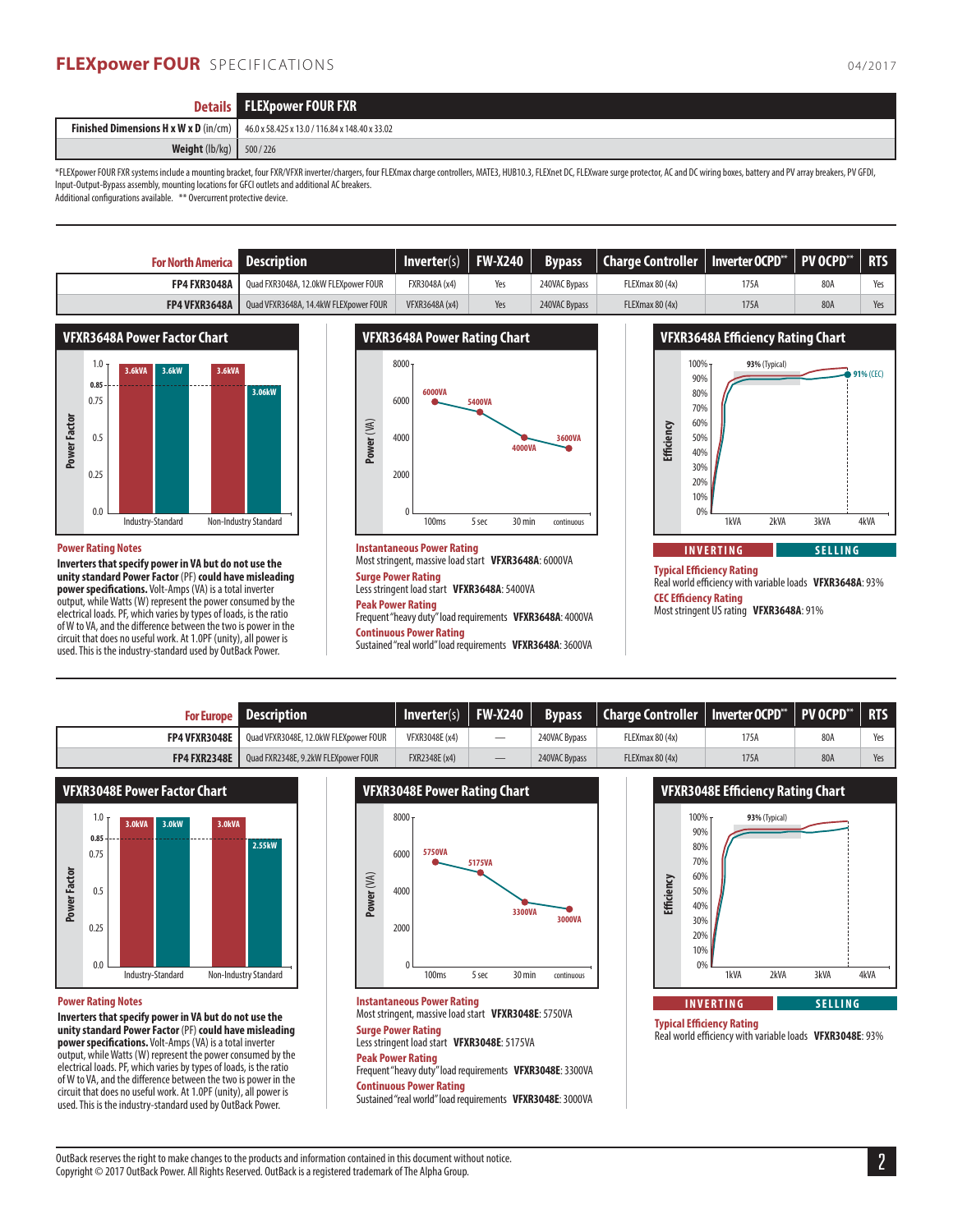# FLEXpower FOUR SPECIFICATIONS

04/2017

| Details | FLEXpower FOUR FXR |
|---|---|
| Finished Dimensions H x W x D (in/cm) | 46.0 x 58.425 x 13.0 / 116.84 x 148.40 x 33.02 |
| Weight (lb/kg) | 500 / 226 |

*FLEXpower FOUR FXR systems include a mounting bracket, four FXR/VFXR inverter/chargers, four FLEXmax charge controllers, MATE3, HUB10.3, FLEXnet DC, FLEXware surge protector, AC and DC wiring boxes, battery and PV array breakers, PV GFDI, Input-Output-Bypass assembly, mounting locations for GFCI outlets and additional AC breakers.
Additional configurations available. ** Overcurrent protective device.

| For North America | Description | Inverter(s) | FW-X240 | Bypass | Charge Controller | Inverter OCPD** | PV OCPD** | RTS |
|---|---|---|---|---|---|---|---|---|
| FP4 FXR3048A | Quad FXR3048A, 12.0kW FLEXpower FOUR | FXR3048A (x4) | Yes | 240VAC Bypass | FLEXmax 80 (4x) | 175A | 80A | Yes |
| FP4 VFXR3648A | Quad VFXR3648A, 14.4kW FLEXpower FOUR | VFXR3648A (x4) | Yes | 240VAC Bypass | FLEXmax 80 (4x) | 175A | 80A | Yes |

## VFXR3648A Power Factor Chart

Power Factor
1.0
0.85
0.75
0.5
0.25
0.0
3.6kVA 3.6kW 3.6kVA 3.06kW
Industry-Standard Non-Industry Standard

### Power Rating Notes

**Inverters that specify power in VA but do not use the unity standard Power Factor** (PF) **could have misleading power specifications.** Volt-Amps (VA) is a total inverter output, while Watts (W) represent the power consumed by the electrical loads. PF, which varies by types of loads, is the ratio of W to VA, and the difference between the two is power in the circuit that does no useful work. At 1.0PF (unity), all power is used. This is the industry-standard used by OutBack Power.

## VFXR3648A Power Rating Chart

Power (VA)
8000
6000
4000
2000
0
6000VA 5400VA 4000VA 3600VA
100ms 5 sec 30 min continuous

**Instantaneous Power Rating**
Most stringent, massive load start **VFXR3648A**: 6000VA

**Surge Power Rating**
Less stringent load start **VFXR3648A**: 5400VA

**Peak Power Rating**
Frequent "heavy duty" load requirements **VFXR3648A**: 4000VA

**Continuous Power Rating**
Sustained "real world" load requirements **VFXR3648A**: 3600VA

## VFXR3648A Efficiency Rating Chart

Efficiency
100% 90% 80% 70% 60% 50% 40% 30% 20% 10% 0%
93% (Typical)
91% (CEC)
1kVA 2kVA 3kVA 4kVA
INVERTING SELLING

**Typical Efficiency Rating**
Real world efficiency with variable loads **VFXR3648A**: 93%

**CEC Efficiency Rating**
Most stringent US rating **VFXR3648A**: 91%

| For Europe | Description | Inverter(s) | FW-X240 | Bypass | Charge Controller | Inverter OCPD** | PV OCPD** | RTS |
|---|---|---|---|---|---|---|---|---|
| FP4 VFXR3048E | Quad VFXR3048E, 12.0kW FLEXpower FOUR | VFXR3048E (x4) | — | 240VAC Bypass | FLEXmax 80 (4x) | 175A | 80A | Yes |
| FP4 FXR2348E | Quad FXR2348E, 9.2kW FLEXpower FOUR | FXR2348E (x4) | — | 240VAC Bypass | FLEXmax 80 (4x) | 175A | 80A | Yes |

## VFXR3048E Power Factor Chart

Power Factor
1.0
0.85
0.75
0.5
0.25
0.0
3.0kVA 3.0kW 3.0kVA 2.55kW
Industry-Standard Non-Industry Standard

### Power Rating Notes

**Inverters that specify power in VA but do not use the unity standard Power Factor** (PF) **could have misleading power specifications.** Volt-Amps (VA) is a total inverter output, while Watts (W) represent the power consumed by the electrical loads. PF, which varies by types of loads, is the ratio of W to VA, and the difference between the two is power in the circuit that does no useful work. At 1.0PF (unity), all power is used. This is the industry-standard used by OutBack Power.

## VFXR3048E Power Rating Chart

Power (VA)
8000
6000
4000
2000
0
5750VA 5175VA 3300VA 3000VA
100ms 5 sec 30 min continuous

**Instantaneous Power Rating**
Most stringent, massive load start **VFXR3048E**: 5750VA

**Surge Power Rating**
Less stringent load start **VFXR3048E**: 5175VA

**Peak Power Rating**
Frequent "heavy duty" load requirements **VFXR3048E**: 3300VA

**Continuous Power Rating**
Sustained "real world" load requirements **VFXR3048E**: 3000VA

## VFXR3048E Efficiency Rating Chart

Efficiency
100% 90% 80% 70% 60% 50% 40% 30% 20% 10% 0%
93% (Typical)
1kVA 2kVA 3kVA 4kVA
INVERTING SELLING

**Typical Efficiency Rating**
Real world efficiency with variable loads **VFXR3048E**: 93%

OutBack reserves the right to make changes to the products and information contained in this document without notice.
Copyright © 2017 OutBack Power. All Rights Reserved. OutBack is a registered trademark of The Alpha Group.